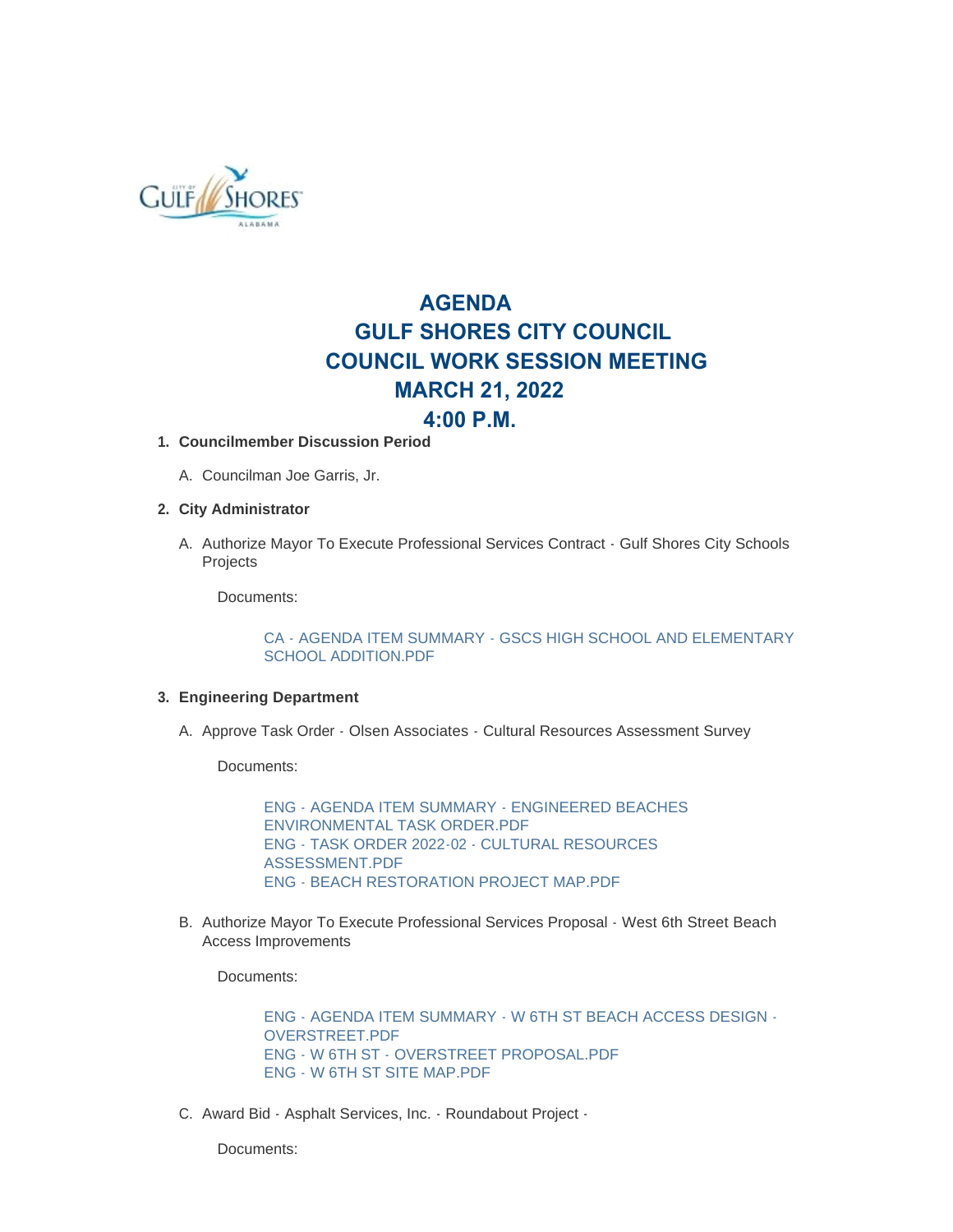# AGENDA
# GULF SHORES CITY COUNCIL
# COUNCIL WORK SESSION MEETING
# MARCH 21, 2022
# 4:00 P.M.

1. **Councilmember Discussion Period**

   A. Councilman Joe Garris, Jr.

2. **City Administrator**

   A. Authorize Mayor To Execute Professional Services Contract - Gulf Shores City Schools Projects

      Documents:

      CA - AGENDA ITEM SUMMARY - GSCS HIGH SCHOOL AND ELEMENTARY SCHOOL ADDITION.PDF

3. **Engineering Department**

   A. Approve Task Order - Olsen Associates - Cultural Resources Assessment Survey

      Documents:

      ENG - AGENDA ITEM SUMMARY - ENGINEERED BEACHES ENVIRONMENTAL TASK ORDER.PDF
      ENG - TASK ORDER 2022-02 - CULTURAL RESOURCES ASSESSMENT.PDF
      ENG - BEACH RESTORATION PROJECT MAP.PDF

   B. Authorize Mayor To Execute Professional Services Proposal - West 6th Street Beach Access Improvements

      Documents:

      ENG - AGENDA ITEM SUMMARY - W 6TH ST BEACH ACCESS DESIGN - OVERSTREET.PDF
      ENG - W 6TH ST - OVERSTREET PROPOSAL.PDF
      ENG - W 6TH ST SITE MAP.PDF

   C. Award Bid - Asphalt Services, Inc. - Roundabout Project -

      Documents: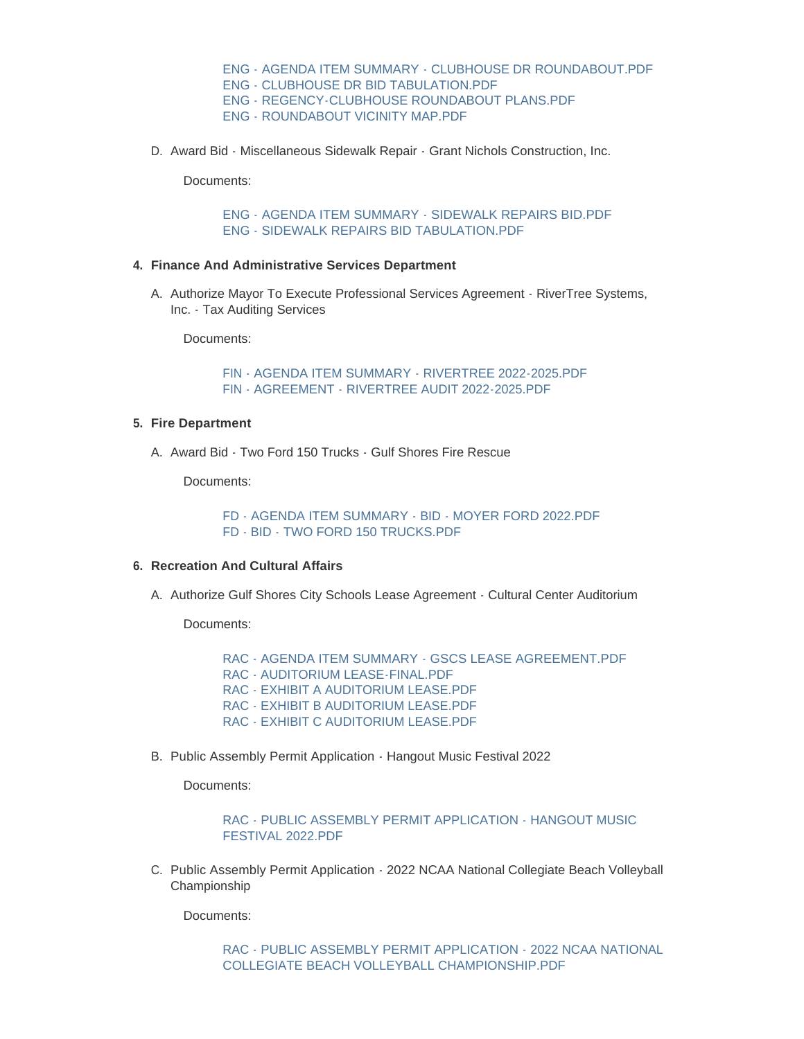ENG - AGENDA ITEM SUMMARY - CLUBHOUSE DR ROUNDABOUT.PDF
ENG - CLUBHOUSE DR BID TABULATION.PDF
ENG - REGENCY-CLUBHOUSE ROUNDABOUT PLANS.PDF
ENG - ROUNDABOUT VICINITY MAP.PDF

D. Award Bid - Miscellaneous Sidewalk Repair - Grant Nichols Construction, Inc.

Documents:

ENG - AGENDA ITEM SUMMARY - SIDEWALK REPAIRS BID.PDF
ENG - SIDEWALK REPAIRS BID TABULATION.PDF

4. **Finance And Administrative Services Department**

A. Authorize Mayor To Execute Professional Services Agreement - RiverTree Systems, Inc. - Tax Auditing Services

Documents:

FIN - AGENDA ITEM SUMMARY - RIVERTREE 2022-2025.PDF
FIN - AGREEMENT - RIVERTREE AUDIT 2022-2025.PDF

5. **Fire Department**

A. Award Bid - Two Ford 150 Trucks - Gulf Shores Fire Rescue

Documents:

FD - AGENDA ITEM SUMMARY - BID - MOYER FORD 2022.PDF
FD - BID - TWO FORD 150 TRUCKS.PDF

6. **Recreation And Cultural Affairs**

A. Authorize Gulf Shores City Schools Lease Agreement - Cultural Center Auditorium

Documents:

RAC - AGENDA ITEM SUMMARY - GSCS LEASE AGREEMENT.PDF
RAC - AUDITORIUM LEASE-FINAL.PDF
RAC - EXHIBIT A AUDITORIUM LEASE.PDF
RAC - EXHIBIT B AUDITORIUM LEASE.PDF
RAC - EXHIBIT C AUDITORIUM LEASE.PDF

B. Public Assembly Permit Application - Hangout Music Festival 2022

Documents:

RAC - PUBLIC ASSEMBLY PERMIT APPLICATION - HANGOUT MUSIC FESTIVAL 2022.PDF

C. Public Assembly Permit Application - 2022 NCAA National Collegiate Beach Volleyball Championship

Documents:

RAC - PUBLIC ASSEMBLY PERMIT APPLICATION - 2022 NCAA NATIONAL COLLEGIATE BEACH VOLLEYBALL CHAMPIONSHIP.PDF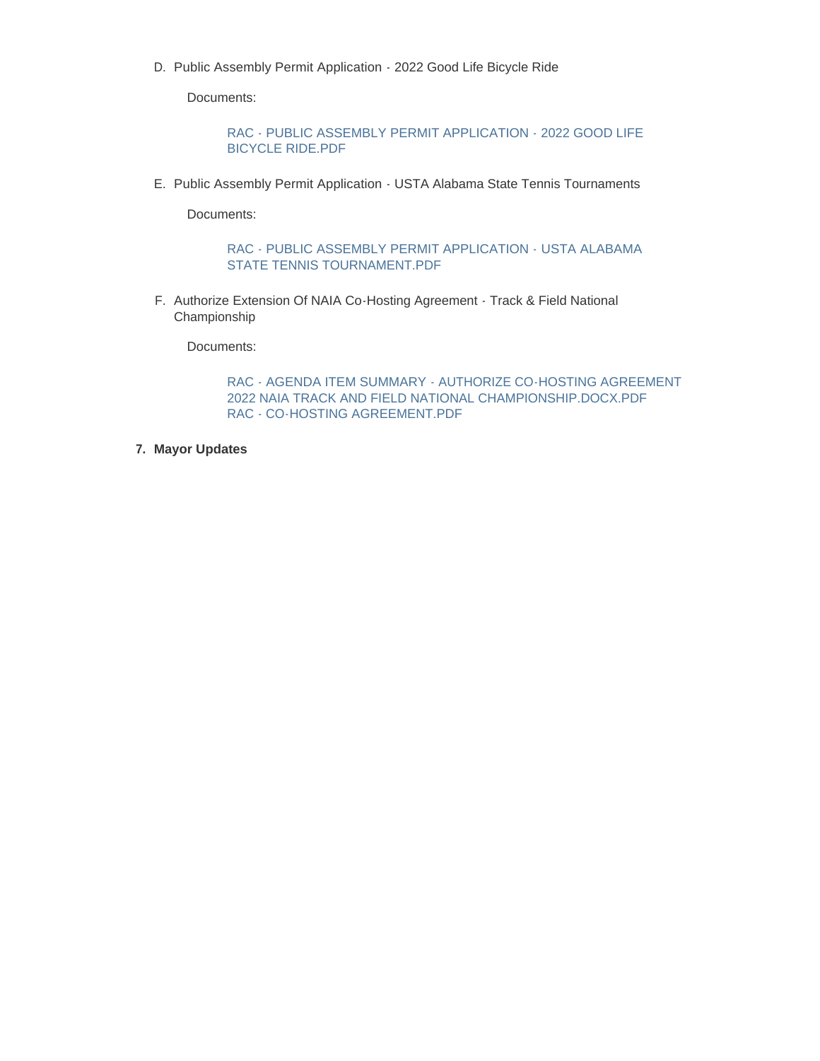D. Public Assembly Permit Application - 2022 Good Life Bicycle Ride

   Documents:

   RAC - PUBLIC ASSEMBLY PERMIT APPLICATION - 2022 GOOD LIFE BICYCLE RIDE.PDF

E. Public Assembly Permit Application - USTA Alabama State Tennis Tournaments

   Documents:

   RAC - PUBLIC ASSEMBLY PERMIT APPLICATION - USTA ALABAMA STATE TENNIS TOURNAMENT.PDF

F. Authorize Extension Of NAIA Co-Hosting Agreement - Track & Field National Championship

   Documents:

   RAC - AGENDA ITEM SUMMARY - AUTHORIZE CO-HOSTING AGREEMENT 2022 NAIA TRACK AND FIELD NATIONAL CHAMPIONSHIP.DOCX.PDF
   RAC - CO-HOSTING AGREEMENT.PDF

**7. Mayor Updates**